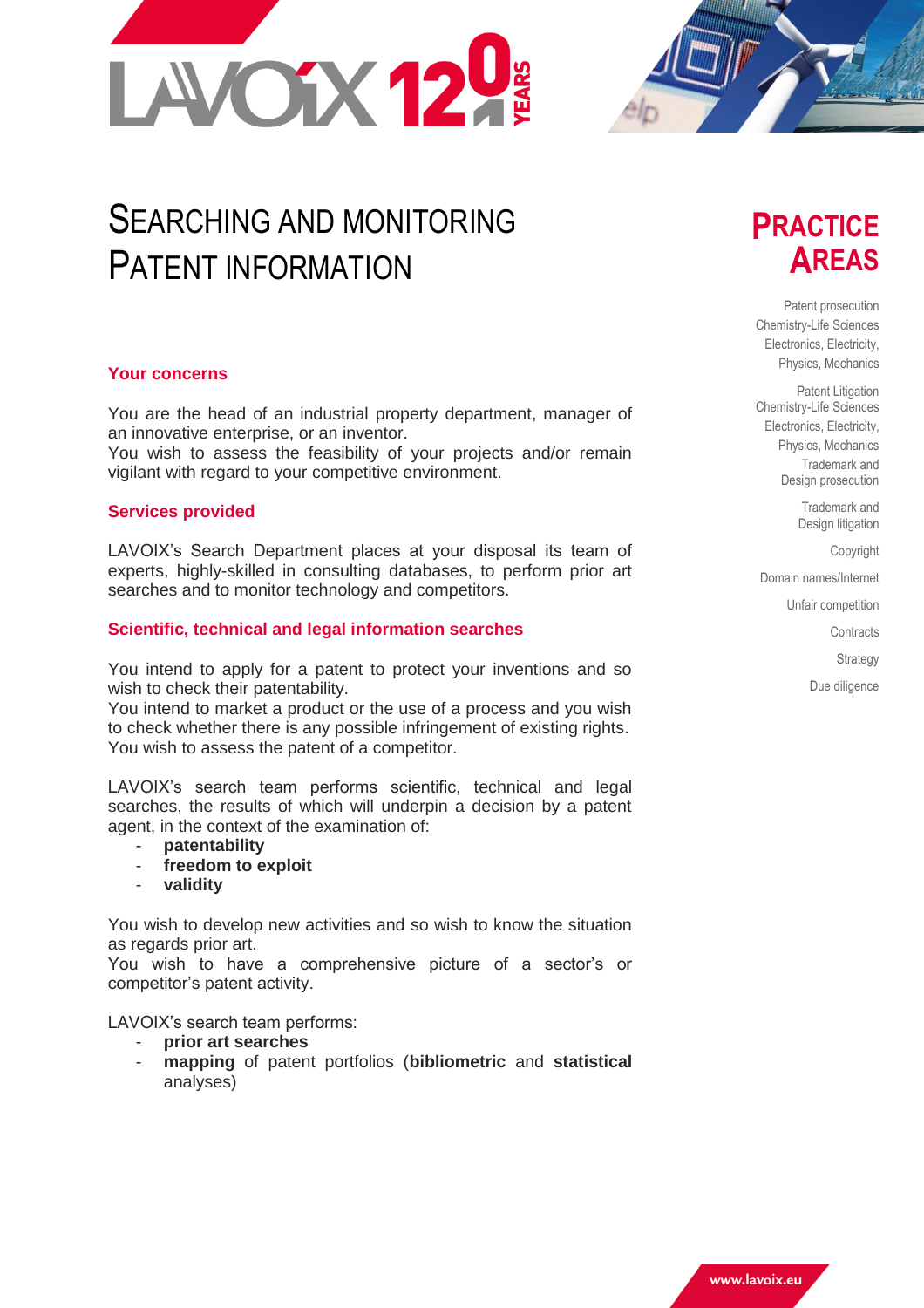# SEARCHING AND MONITORING PATENT INFORMATION

## PRACTICE AREAS

Patent prosecution
Chemistry-Life Sciences
Electronics, Electricity, Physics, Mechanics

Patent Litigation
Chemistry-Life Sciences
Electronics, Electricity, Physics, Mechanics
Trademark and Design prosecution

Trademark and Design litigation

Copyright

Domain names/Internet

Unfair competition

Contracts

Strategy

Due diligence

### Your concerns

You are the head of an industrial property department, manager of an innovative enterprise, or an inventor.
You wish to assess the feasibility of your projects and/or remain vigilant with regard to your competitive environment.

### Services provided

LAVOIX's Search Department places at your disposal its team of experts, highly-skilled in consulting databases, to perform prior art searches and to monitor technology and competitors.

### Scientific, technical and legal information searches

You intend to apply for a patent to protect your inventions and so wish to check their patentability.
You intend to market a product or the use of a process and you wish to check whether there is any possible infringement of existing rights.
You wish to assess the patent of a competitor.

LAVOIX's search team performs scientific, technical and legal searches, the results of which will underpin a decision by a patent agent, in the context of the examination of:

- **patentability**
- **freedom to exploit**
- **validity**

You wish to develop new activities and so wish to know the situation as regards prior art.
You wish to have a comprehensive picture of a sector's or competitor's patent activity.

LAVOIX's search team performs:

- **prior art searches**
- **mapping** of patent portfolios (**bibliometric** and **statistical** analyses)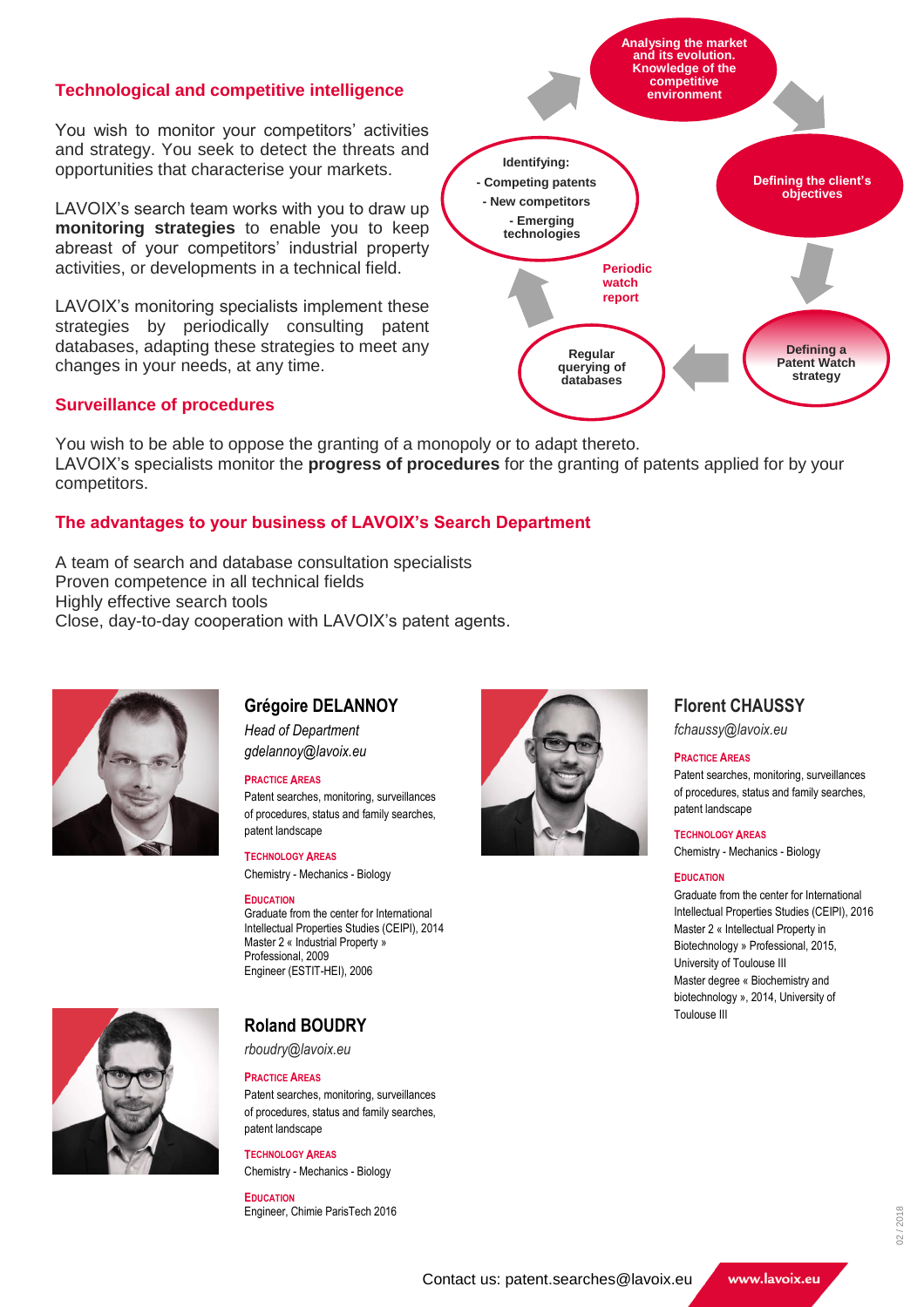## Technological and competitive intelligence

You wish to monitor your competitors' activities and strategy. You seek to detect the threats and opportunities that characterise your markets.

LAVOIX's search team works with you to draw up **monitoring strategies** to enable you to keep abreast of your competitors' industrial property activities, or developments in a technical field.

LAVOIX's monitoring specialists implement these strategies by periodically consulting patent databases, adapting these strategies to meet any changes in your needs, at any time.

Analysing the market and its evolution. Knowledge of the competitive environment

Defining the client's objectives

Defining a Patent Watch strategy

Regular querying of databases

Periodic watch report

Identifying:
- Competing patents
- New competitors
- Emerging technologies

## Surveillance of procedures

You wish to be able to oppose the granting of a monopoly or to adapt thereto.
LAVOIX's specialists monitor the **progress of procedures** for the granting of patents applied for by your competitors.

## The advantages to your business of LAVOIX's Search Department

A team of search and database consultation specialists
Proven competence in all technical fields
Highly effective search tools
Close, day-to-day cooperation with LAVOIX's patent agents.

### Grégoire DELANNOY

*Head of Department*
*gdelannoy@lavoix.eu*

**PRACTICE AREAS**
Patent searches, monitoring, surveillances of procedures, status and family searches, patent landscape

**TECHNOLOGY AREAS**
Chemistry - Mechanics - Biology

**EDUCATION**
Graduate from the center for International Intellectual Properties Studies (CEIPI), 2014
Master 2 « Industrial Property » Professional, 2009
Engineer (ESTIT-HEI), 2006

### Florent CHAUSSY

*fchaussy@lavoix.eu*

**PRACTICE AREAS**
Patent searches, monitoring, surveillances of procedures, status and family searches, patent landscape

**TECHNOLOGY AREAS**
Chemistry - Mechanics - Biology

**EDUCATION**
Graduate from the center for International Intellectual Properties Studies (CEIPI), 2016
Master 2 « Intellectual Property in Biotechnology » Professional, 2015, University of Toulouse III
Master degree « Biochemistry and biotechnology », 2014, University of Toulouse III

### Roland BOUDRY

*rboudry@lavoix.eu*

**PRACTICE AREAS**
Patent searches, monitoring, surveillances of procedures, status and family searches, patent landscape

**TECHNOLOGY AREAS**
Chemistry - Mechanics - Biology

**EDUCATION**
Engineer, Chimie ParisTech 2016

Contact us: patent.searches@lavoix.eu www.lavoix.eu

02 / 2018